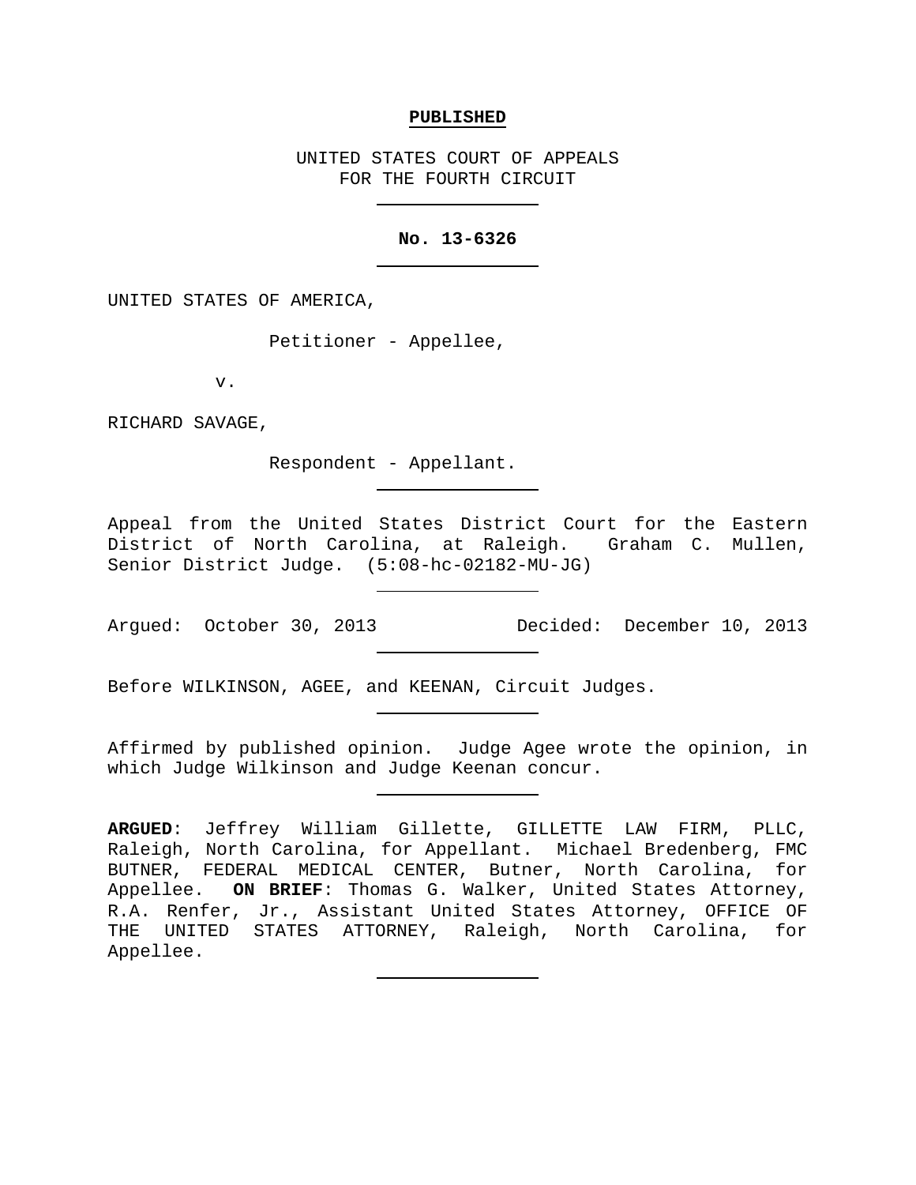**PUBLISHED**

UNITED STATES COURT OF APPEALS
FOR THE FOURTH CIRCUIT

---

**No. 13-6326**

---

UNITED STATES OF AMERICA,

Petitioner - Appellee,

v.

RICHARD SAVAGE,

Respondent - Appellant.

---

Appeal from the United States District Court for the Eastern District of North Carolina, at Raleigh. Graham C. Mullen, Senior District Judge. (5:08-hc-02182-MU-JG)

---

Argued: October 30, 2013 Decided: December 10, 2013

---

Before WILKINSON, AGEE, and KEENAN, Circuit Judges.

---

Affirmed by published opinion. Judge Agee wrote the opinion, in which Judge Wilkinson and Judge Keenan concur.

---

**ARGUED**: Jeffrey William Gillette, GILLETTE LAW FIRM, PLLC, Raleigh, North Carolina, for Appellant. Michael Bredenberg, FMC BUTNER, FEDERAL MEDICAL CENTER, Butner, North Carolina, for Appellee. **ON BRIEF**: Thomas G. Walker, United States Attorney, R.A. Renfer, Jr., Assistant United States Attorney, OFFICE OF THE UNITED STATES ATTORNEY, Raleigh, North Carolina, for Appellee.

---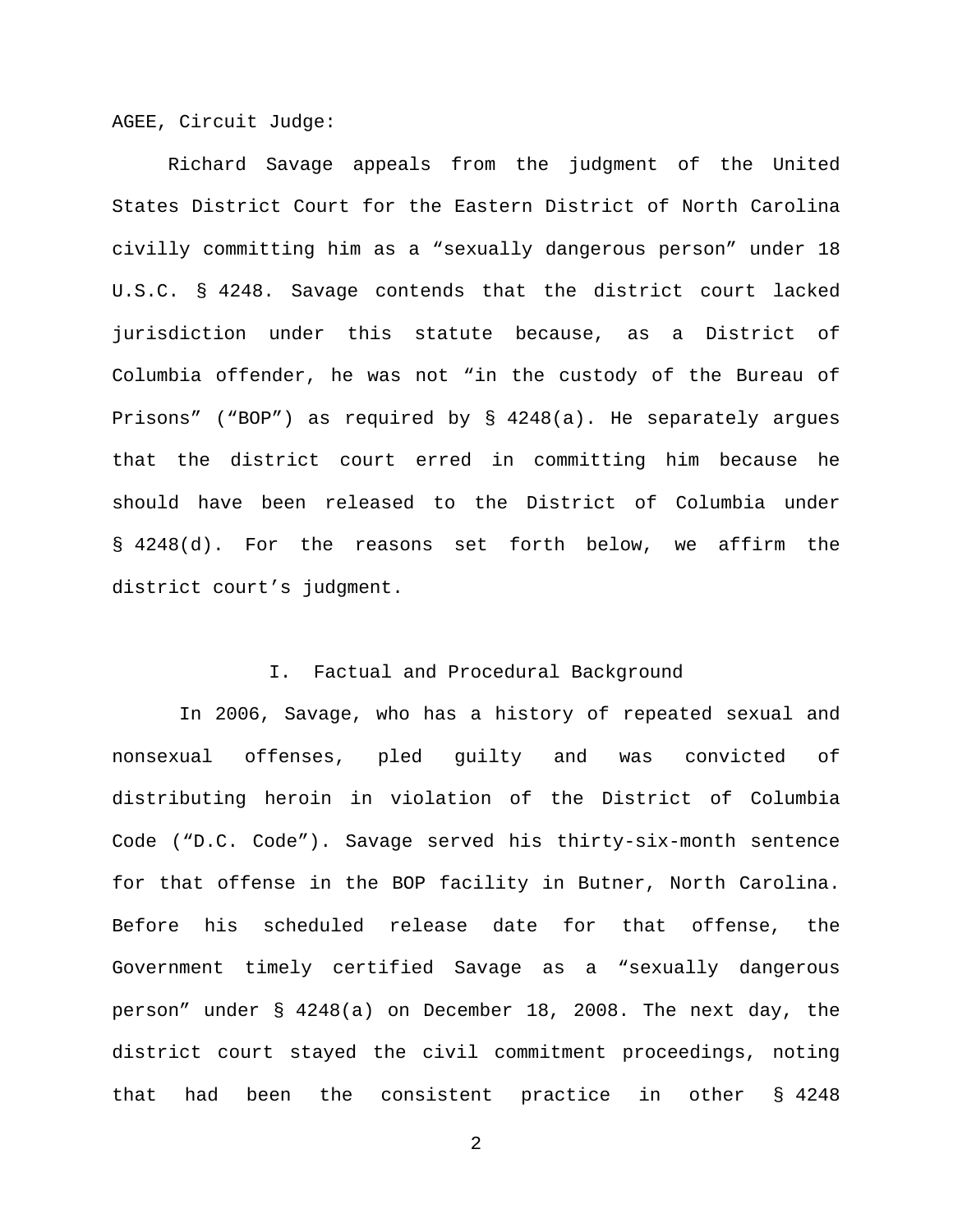AGEE, Circuit Judge:

Richard Savage appeals from the judgment of the United States District Court for the Eastern District of North Carolina civilly committing him as a "sexually dangerous person" under 18 U.S.C. § 4248. Savage contends that the district court lacked jurisdiction under this statute because, as a District of Columbia offender, he was not "in the custody of the Bureau of Prisons" ("BOP") as required by § 4248(a). He separately argues that the district court erred in committing him because he should have been released to the District of Columbia under § 4248(d). For the reasons set forth below, we affirm the district court's judgment.

## I. Factual and Procedural Background

In 2006, Savage, who has a history of repeated sexual and nonsexual offenses, pled guilty and was convicted of distributing heroin in violation of the District of Columbia Code ("D.C. Code"). Savage served his thirty-six-month sentence for that offense in the BOP facility in Butner, North Carolina. Before his scheduled release date for that offense, the Government timely certified Savage as a "sexually dangerous person" under § 4248(a) on December 18, 2008. The next day, the district court stayed the civil commitment proceedings, noting that had been the consistent practice in other § 4248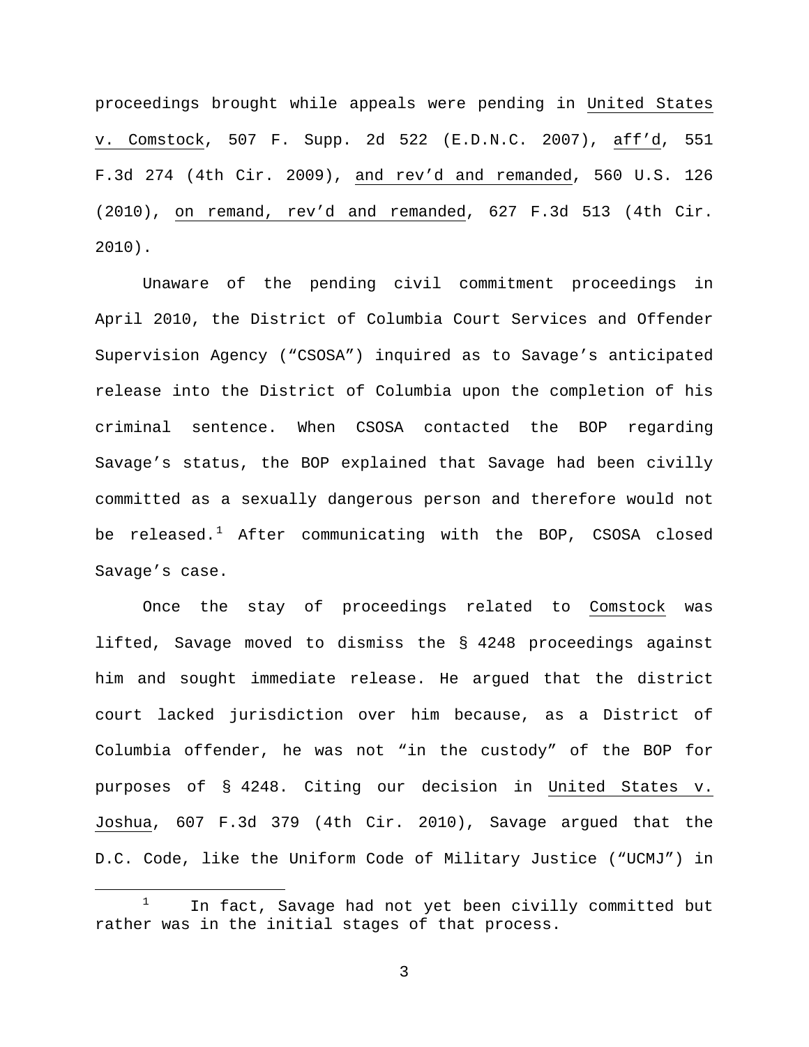proceedings brought while appeals were pending in United States v. Comstock, 507 F. Supp. 2d 522 (E.D.N.C. 2007), aff'd, 551 F.3d 274 (4th Cir. 2009), and rev'd and remanded, 560 U.S. 126 (2010), on remand, rev'd and remanded, 627 F.3d 513 (4th Cir. 2010).

Unaware of the pending civil commitment proceedings in April 2010, the District of Columbia Court Services and Offender Supervision Agency ("CSOSA") inquired as to Savage's anticipated release into the District of Columbia upon the completion of his criminal sentence. When CSOSA contacted the BOP regarding Savage's status, the BOP explained that Savage had been civilly committed as a sexually dangerous person and therefore would not be released.[1] After communicating with the BOP, CSOSA closed Savage's case.

Once the stay of proceedings related to Comstock was lifted, Savage moved to dismiss the § 4248 proceedings against him and sought immediate release. He argued that the district court lacked jurisdiction over him because, as a District of Columbia offender, he was not "in the custody" of the BOP for purposes of § 4248. Citing our decision in United States v. Joshua, 607 F.3d 379 (4th Cir. 2010), Savage argued that the D.C. Code, like the Uniform Code of Military Justice ("UCMJ") in

[1] In fact, Savage had not yet been civilly committed but rather was in the initial stages of that process.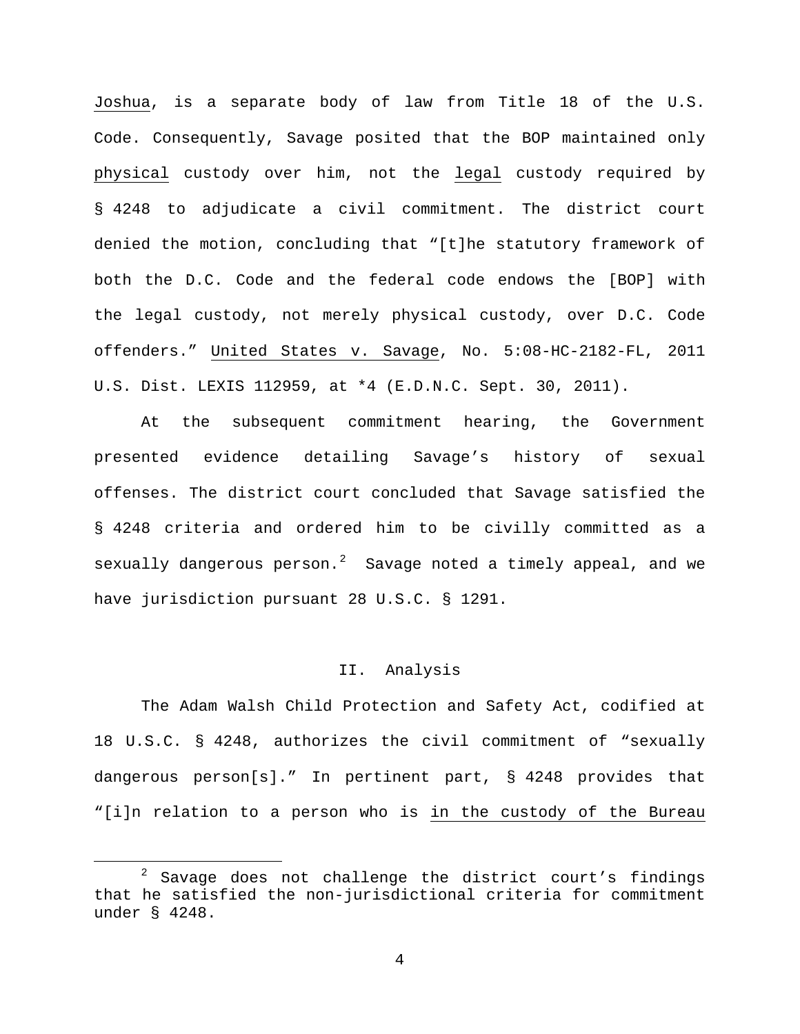Joshua, is a separate body of law from Title 18 of the U.S. Code. Consequently, Savage posited that the BOP maintained only physical custody over him, not the legal custody required by § 4248 to adjudicate a civil commitment. The district court denied the motion, concluding that "[t]he statutory framework of both the D.C. Code and the federal code endows the [BOP] with the legal custody, not merely physical custody, over D.C. Code offenders." United States v. Savage, No. 5:08-HC-2182-FL, 2011 U.S. Dist. LEXIS 112959, at *4 (E.D.N.C. Sept. 30, 2011).

At the subsequent commitment hearing, the Government presented evidence detailing Savage's history of sexual offenses. The district court concluded that Savage satisfied the § 4248 criteria and ordered him to be civilly committed as a sexually dangerous person.[2] Savage noted a timely appeal, and we have jurisdiction pursuant 28 U.S.C. § 1291.

## II. Analysis

The Adam Walsh Child Protection and Safety Act, codified at 18 U.S.C. § 4248, authorizes the civil commitment of "sexually dangerous person[s]." In pertinent part, § 4248 provides that "[i]n relation to a person who is in the custody of the Bureau

---

[2] Savage does not challenge the district court's findings that he satisfied the non-jurisdictional criteria for commitment under § 4248.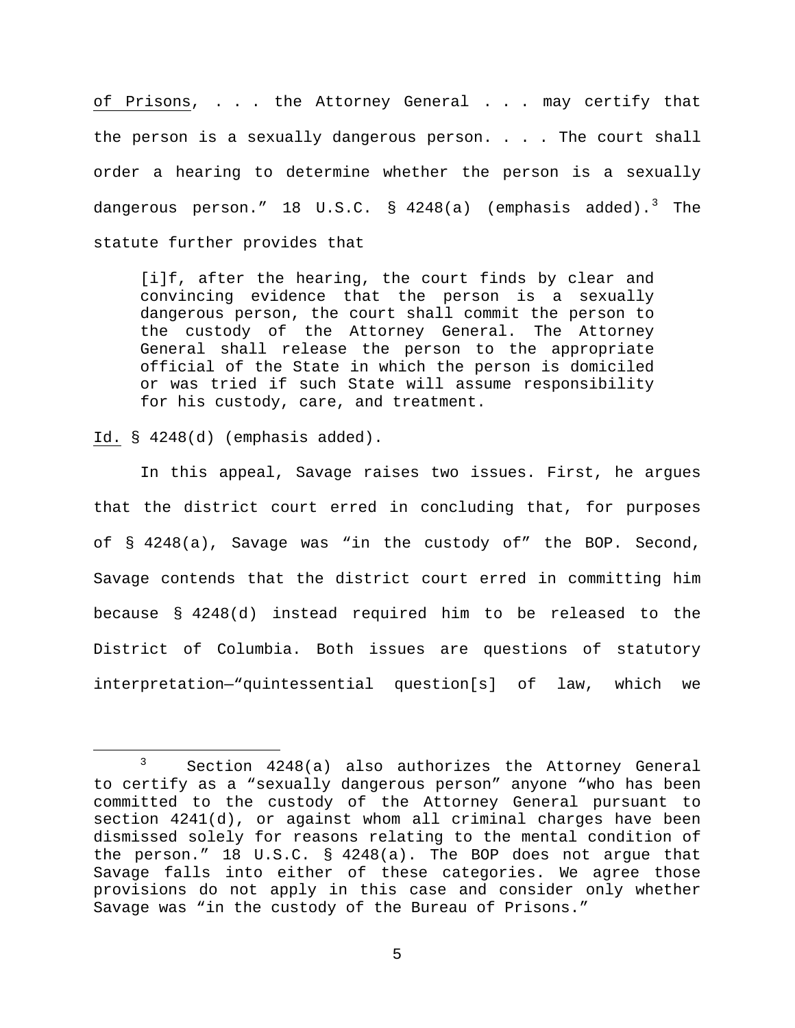of Prisons, . . . the Attorney General . . . may certify that the person is a sexually dangerous person. . . . The court shall order a hearing to determine whether the person is a sexually dangerous person." 18 U.S.C. § 4248(a) (emphasis added).[3] The statute further provides that

> [i]f, after the hearing, the court finds by clear and convincing evidence that the person is a sexually dangerous person, the court shall commit the person to the custody of the Attorney General. The Attorney General shall release the person to the appropriate official of the State in which the person is domiciled or was tried if such State will assume responsibility for his custody, care, and treatment.

Id. § 4248(d) (emphasis added).

In this appeal, Savage raises two issues. First, he argues that the district court erred in concluding that, for purposes of § 4248(a), Savage was "in the custody of" the BOP. Second, Savage contends that the district court erred in committing him because § 4248(d) instead required him to be released to the District of Columbia. Both issues are questions of statutory interpretation—"quintessential question[s] of law, which we

---

[3] Section 4248(a) also authorizes the Attorney General to certify as a "sexually dangerous person" anyone "who has been committed to the custody of the Attorney General pursuant to section 4241(d), or against whom all criminal charges have been dismissed solely for reasons relating to the mental condition of the person." 18 U.S.C. § 4248(a). The BOP does not argue that Savage falls into either of these categories. We agree those provisions do not apply in this case and consider only whether Savage was "in the custody of the Bureau of Prisons."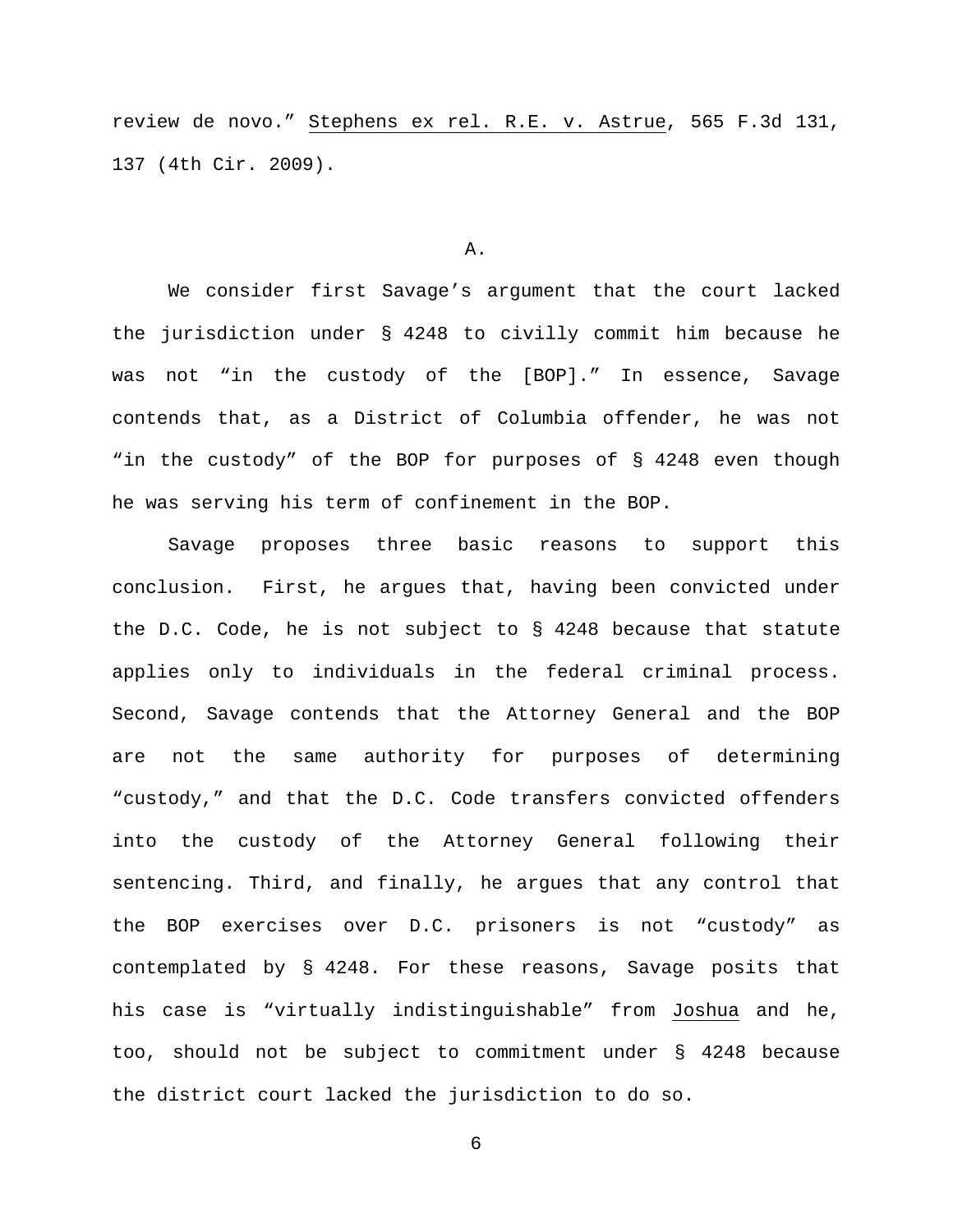review de novo." Stephens ex rel. R.E. v. Astrue, 565 F.3d 131, 137 (4th Cir. 2009).

### A.

We consider first Savage's argument that the court lacked the jurisdiction under § 4248 to civilly commit him because he was not "in the custody of the [BOP]." In essence, Savage contends that, as a District of Columbia offender, he was not "in the custody" of the BOP for purposes of § 4248 even though he was serving his term of confinement in the BOP.

Savage proposes three basic reasons to support this conclusion. First, he argues that, having been convicted under the D.C. Code, he is not subject to § 4248 because that statute applies only to individuals in the federal criminal process. Second, Savage contends that the Attorney General and the BOP are not the same authority for purposes of determining "custody," and that the D.C. Code transfers convicted offenders into the custody of the Attorney General following their sentencing. Third, and finally, he argues that any control that the BOP exercises over D.C. prisoners is not "custody" as contemplated by § 4248. For these reasons, Savage posits that his case is "virtually indistinguishable" from Joshua and he, too, should not be subject to commitment under § 4248 because the district court lacked the jurisdiction to do so.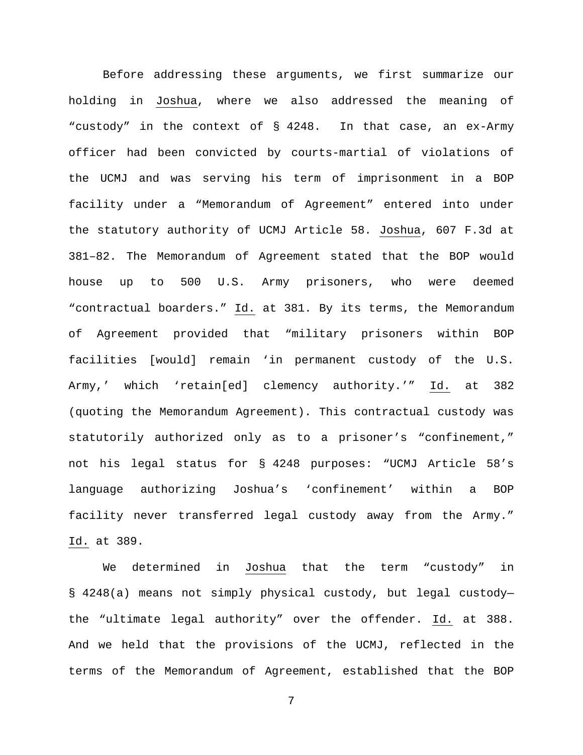Before addressing these arguments, we first summarize our holding in Joshua, where we also addressed the meaning of "custody" in the context of § 4248. In that case, an ex-Army officer had been convicted by courts-martial of violations of the UCMJ and was serving his term of imprisonment in a BOP facility under a "Memorandum of Agreement" entered into under the statutory authority of UCMJ Article 58. Joshua, 607 F.3d at 381–82. The Memorandum of Agreement stated that the BOP would house up to 500 U.S. Army prisoners, who were deemed "contractual boarders." Id. at 381. By its terms, the Memorandum of Agreement provided that "military prisoners within BOP facilities [would] remain 'in permanent custody of the U.S. Army,' which 'retain[ed] clemency authority.'" Id. at 382 (quoting the Memorandum Agreement). This contractual custody was statutorily authorized only as to a prisoner's "confinement," not his legal status for § 4248 purposes: "UCMJ Article 58's language authorizing Joshua's 'confinement' within a BOP facility never transferred legal custody away from the Army." Id. at 389.

We determined in Joshua that the term "custody" in § 4248(a) means not simply physical custody, but legal custody—the "ultimate legal authority" over the offender. Id. at 388. And we held that the provisions of the UCMJ, reflected in the terms of the Memorandum of Agreement, established that the BOP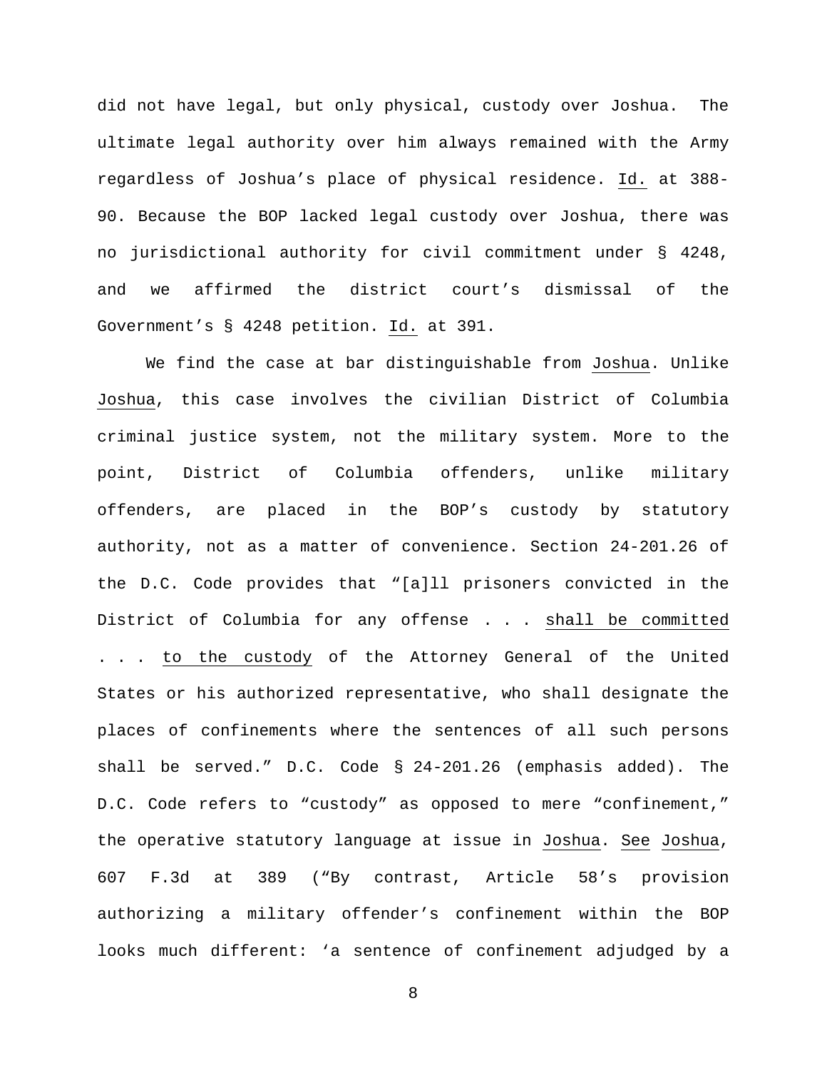did not have legal, but only physical, custody over Joshua. The ultimate legal authority over him always remained with the Army regardless of Joshua's place of physical residence. Id. at 388-90. Because the BOP lacked legal custody over Joshua, there was no jurisdictional authority for civil commitment under § 4248, and we affirmed the district court's dismissal of the Government's § 4248 petition. Id. at 391.

We find the case at bar distinguishable from Joshua. Unlike Joshua, this case involves the civilian District of Columbia criminal justice system, not the military system. More to the point, District of Columbia offenders, unlike military offenders, are placed in the BOP's custody by statutory authority, not as a matter of convenience. Section 24-201.26 of the D.C. Code provides that "[a]ll prisoners convicted in the District of Columbia for any offense . . . shall be committed . . . to the custody of the Attorney General of the United States or his authorized representative, who shall designate the places of confinements where the sentences of all such persons shall be served." D.C. Code § 24-201.26 (emphasis added). The D.C. Code refers to "custody" as opposed to mere "confinement," the operative statutory language at issue in Joshua. See Joshua, 607 F.3d at 389 ("By contrast, Article 58's provision authorizing a military offender's confinement within the BOP looks much different: 'a sentence of confinement adjudged by a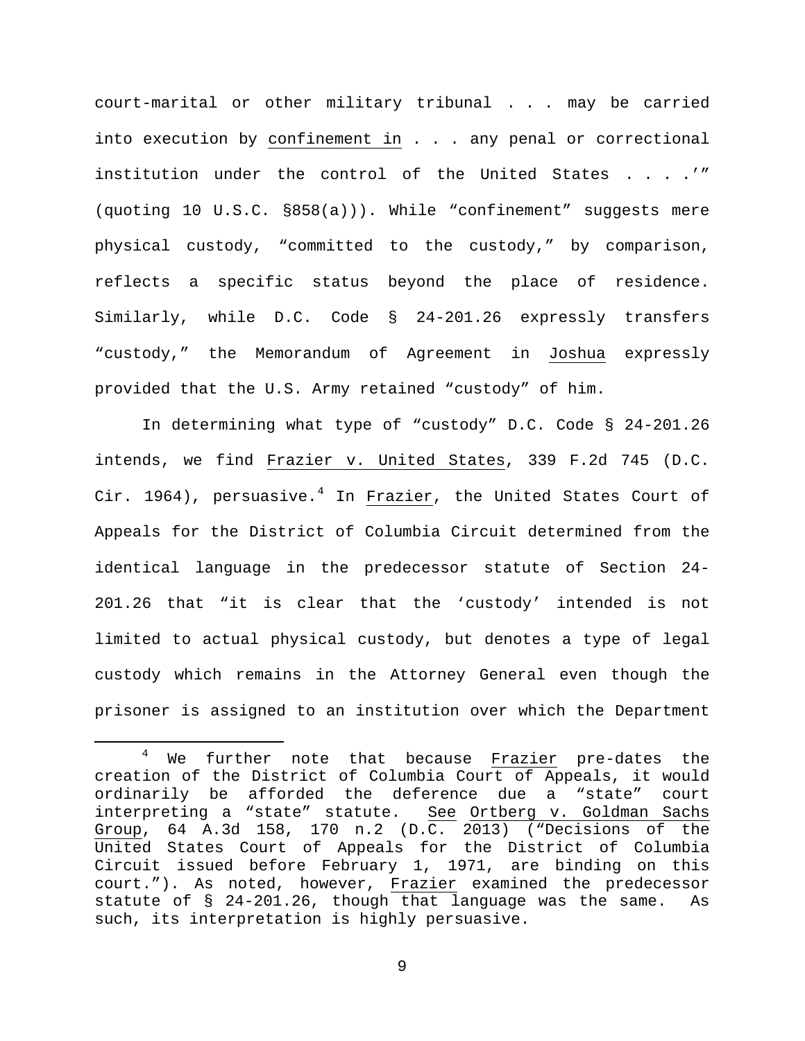court-marital or other military tribunal . . . may be carried into execution by <u>confinement in</u> . . . any penal or correctional institution under the control of the United States . . . .'" (quoting 10 U.S.C. §858(a))). While "confinement" suggests mere physical custody, "committed to the custody," by comparison, reflects a specific status beyond the place of residence. Similarly, while D.C. Code § 24-201.26 expressly transfers "custody," the Memorandum of Agreement in <u>Joshua</u> expressly provided that the U.S. Army retained "custody" of him.

In determining what type of "custody" D.C. Code § 24-201.26 intends, we find <u>Frazier v. United States</u>, 339 F.2d 745 (D.C. Cir. 1964), persuasive.[4] In <u>Frazier</u>, the United States Court of Appeals for the District of Columbia Circuit determined from the identical language in the predecessor statute of Section 24-201.26 that "it is clear that the 'custody' intended is not limited to actual physical custody, but denotes a type of legal custody which remains in the Attorney General even though the prisoner is assigned to an institution over which the Department

---

[4] We further note that because <u>Frazier</u> pre-dates the creation of the District of Columbia Court of Appeals, it would ordinarily be afforded the deference due a "state" court interpreting a "state" statute. <u>See</u> <u>Ortberg v. Goldman Sachs Group</u>, 64 A.3d 158, 170 n.2 (D.C. 2013) ("Decisions of the United States Court of Appeals for the District of Columbia Circuit issued before February 1, 1971, are binding on this court."). As noted, however, <u>Frazier</u> examined the predecessor statute of § 24-201.26, though that language was the same. As such, its interpretation is highly persuasive.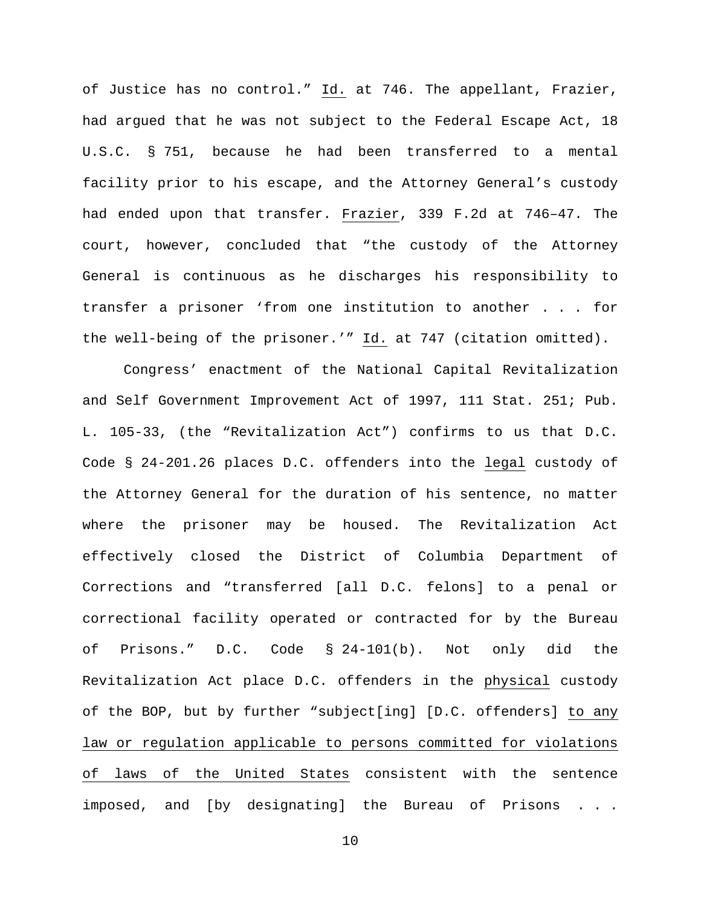of Justice has no control." Id. at 746. The appellant, Frazier, had argued that he was not subject to the Federal Escape Act, 18 U.S.C. § 751, because he had been transferred to a mental facility prior to his escape, and the Attorney General's custody had ended upon that transfer. Frazier, 339 F.2d at 746–47. The court, however, concluded that "the custody of the Attorney General is continuous as he discharges his responsibility to transfer a prisoner 'from one institution to another . . . for the well-being of the prisoner.'" Id. at 747 (citation omitted).

Congress' enactment of the National Capital Revitalization and Self Government Improvement Act of 1997, 111 Stat. 251; Pub. L. 105-33, (the "Revitalization Act") confirms to us that D.C. Code § 24-201.26 places D.C. offenders into the legal custody of the Attorney General for the duration of his sentence, no matter where the prisoner may be housed. The Revitalization Act effectively closed the District of Columbia Department of Corrections and "transferred [all D.C. felons] to a penal or correctional facility operated or contracted for by the Bureau of Prisons." D.C. Code § 24-101(b). Not only did the Revitalization Act place D.C. offenders in the physical custody of the BOP, but by further "subject[ing] [D.C. offenders] to any law or regulation applicable to persons committed for violations of laws of the United States consistent with the sentence imposed, and [by designating] the Bureau of Prisons . . .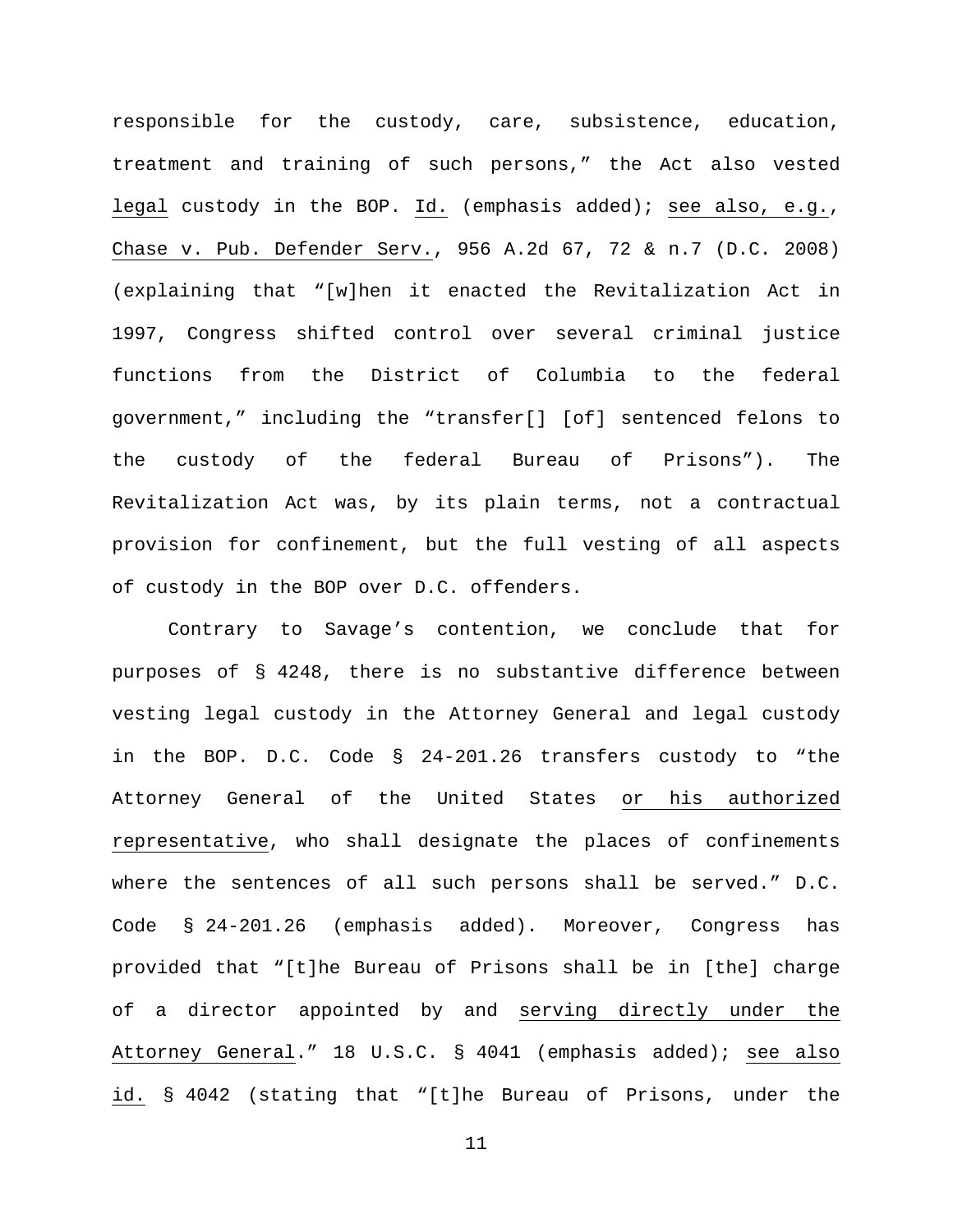responsible for the custody, care, subsistence, education, treatment and training of such persons," the Act also vested legal custody in the BOP. Id. (emphasis added); see also, e.g., Chase v. Pub. Defender Serv., 956 A.2d 67, 72 & n.7 (D.C. 2008) (explaining that "[w]hen it enacted the Revitalization Act in 1997, Congress shifted control over several criminal justice functions from the District of Columbia to the federal government," including the "transfer[] [of] sentenced felons to the custody of the federal Bureau of Prisons"). The Revitalization Act was, by its plain terms, not a contractual provision for confinement, but the full vesting of all aspects of custody in the BOP over D.C. offenders.

Contrary to Savage's contention, we conclude that for purposes of § 4248, there is no substantive difference between vesting legal custody in the Attorney General and legal custody in the BOP. D.C. Code § 24-201.26 transfers custody to "the Attorney General of the United States or his authorized representative, who shall designate the places of confinements where the sentences of all such persons shall be served." D.C. Code § 24-201.26 (emphasis added). Moreover, Congress has provided that "[t]he Bureau of Prisons shall be in [the] charge of a director appointed by and serving directly under the Attorney General." 18 U.S.C. § 4041 (emphasis added); see also id. § 4042 (stating that "[t]he Bureau of Prisons, under the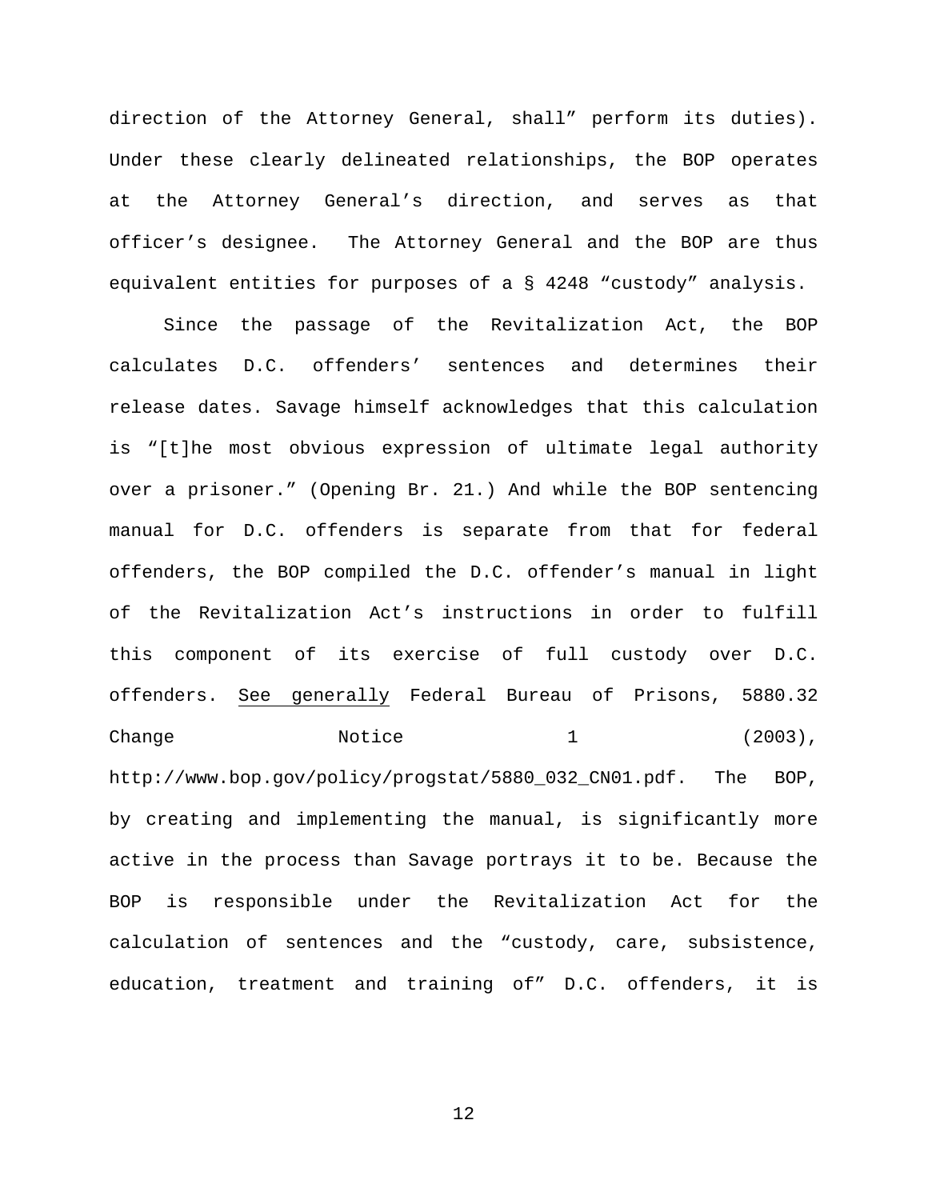direction of the Attorney General, shall" perform its duties). Under these clearly delineated relationships, the BOP operates at the Attorney General's direction, and serves as that officer's designee. The Attorney General and the BOP are thus equivalent entities for purposes of a § 4248 "custody" analysis.

Since the passage of the Revitalization Act, the BOP calculates D.C. offenders' sentences and determines their release dates. Savage himself acknowledges that this calculation is "[t]he most obvious expression of ultimate legal authority over a prisoner." (Opening Br. 21.) And while the BOP sentencing manual for D.C. offenders is separate from that for federal offenders, the BOP compiled the D.C. offender's manual in light of the Revitalization Act's instructions in order to fulfill this component of its exercise of full custody over D.C. offenders. <u>See generally</u> Federal Bureau of Prisons, 5880.32 Change Notice 1 (2003), http://www.bop.gov/policy/progstat/5880_032_CN01.pdf. The BOP, by creating and implementing the manual, is significantly more active in the process than Savage portrays it to be. Because the BOP is responsible under the Revitalization Act for the calculation of sentences and the "custody, care, subsistence, education, treatment and training of" D.C. offenders, it is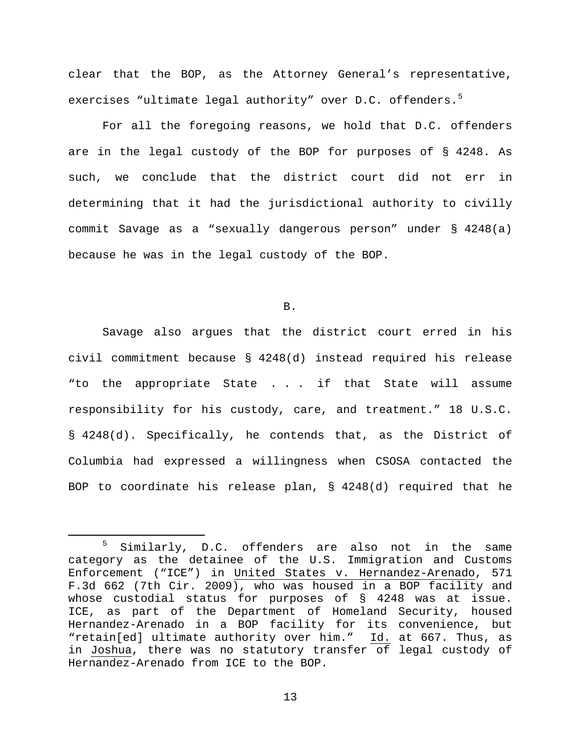clear that the BOP, as the Attorney General's representative, exercises "ultimate legal authority" over D.C. offenders.[5]

For all the foregoing reasons, we hold that D.C. offenders are in the legal custody of the BOP for purposes of § 4248. As such, we conclude that the district court did not err in determining that it had the jurisdictional authority to civilly commit Savage as a "sexually dangerous person" under § 4248(a) because he was in the legal custody of the BOP.

B.

Savage also argues that the district court erred in his civil commitment because § 4248(d) instead required his release "to the appropriate State . . . if that State will assume responsibility for his custody, care, and treatment." 18 U.S.C. § 4248(d). Specifically, he contends that, as the District of Columbia had expressed a willingness when CSOSA contacted the BOP to coordinate his release plan, § 4248(d) required that he

---

[5] Similarly, D.C. offenders are also not in the same category as the detainee of the U.S. Immigration and Customs Enforcement ("ICE") in United States v. Hernandez-Arenado, 571 F.3d 662 (7th Cir. 2009), who was housed in a BOP facility and whose custodial status for purposes of § 4248 was at issue. ICE, as part of the Department of Homeland Security, housed Hernandez-Arenado in a BOP facility for its convenience, but "retain[ed] ultimate authority over him." Id. at 667. Thus, as in Joshua, there was no statutory transfer of legal custody of Hernandez-Arenado from ICE to the BOP.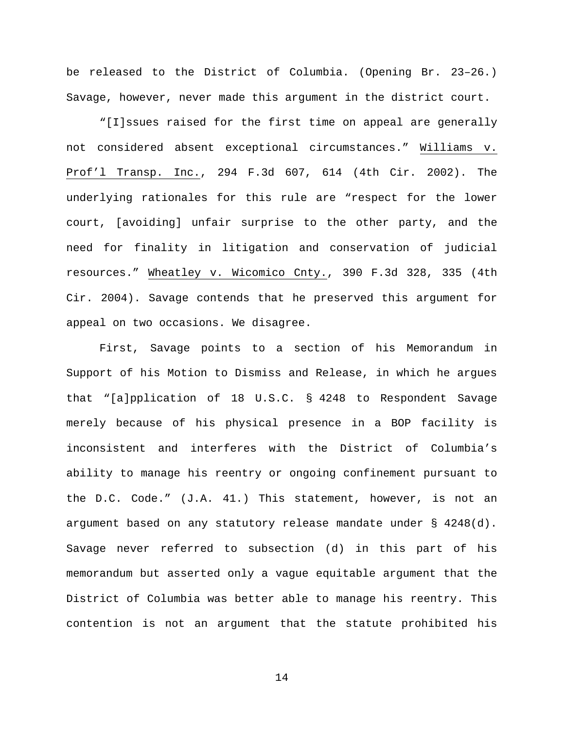be released to the District of Columbia. (Opening Br. 23–26.) Savage, however, never made this argument in the district court.

"[I]ssues raised for the first time on appeal are generally not considered absent exceptional circumstances." Williams v. Prof'l Transp. Inc., 294 F.3d 607, 614 (4th Cir. 2002). The underlying rationales for this rule are "respect for the lower court, [avoiding] unfair surprise to the other party, and the need for finality in litigation and conservation of judicial resources." Wheatley v. Wicomico Cnty., 390 F.3d 328, 335 (4th Cir. 2004). Savage contends that he preserved this argument for appeal on two occasions. We disagree.

First, Savage points to a section of his Memorandum in Support of his Motion to Dismiss and Release, in which he argues that "[a]pplication of 18 U.S.C. § 4248 to Respondent Savage merely because of his physical presence in a BOP facility is inconsistent and interferes with the District of Columbia's ability to manage his reentry or ongoing confinement pursuant to the D.C. Code." (J.A. 41.) This statement, however, is not an argument based on any statutory release mandate under § 4248(d). Savage never referred to subsection (d) in this part of his memorandum but asserted only a vague equitable argument that the District of Columbia was better able to manage his reentry. This contention is not an argument that the statute prohibited his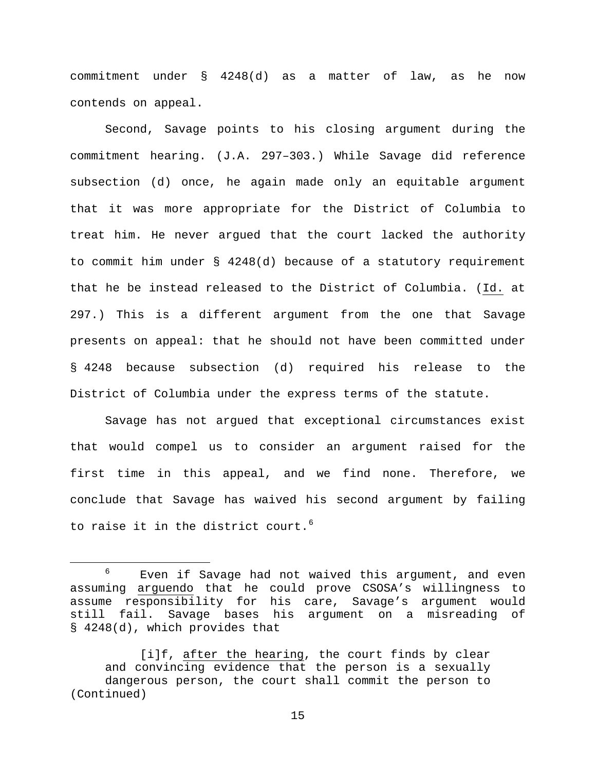commitment under § 4248(d) as a matter of law, as he now contends on appeal.

Second, Savage points to his closing argument during the commitment hearing. (J.A. 297–303.) While Savage did reference subsection (d) once, he again made only an equitable argument that it was more appropriate for the District of Columbia to treat him. He never argued that the court lacked the authority to commit him under § 4248(d) because of a statutory requirement that he be instead released to the District of Columbia. (Id. at 297.) This is a different argument from the one that Savage presents on appeal: that he should not have been committed under § 4248 because subsection (d) required his release to the District of Columbia under the express terms of the statute.

Savage has not argued that exceptional circumstances exist that would compel us to consider an argument raised for the first time in this appeal, and we find none. Therefore, we conclude that Savage has waived his second argument by failing to raise it in the district court.[6]

---

[6] Even if Savage had not waived this argument, and even assuming arguendo that he could prove CSOSA's willingness to assume responsibility for his care, Savage's argument would still fail. Savage bases his argument on a misreading of § 4248(d), which provides that

> [i]f, after the hearing, the court finds by clear and convincing evidence that the person is a sexually dangerous person, the court shall commit the person to

(Continued)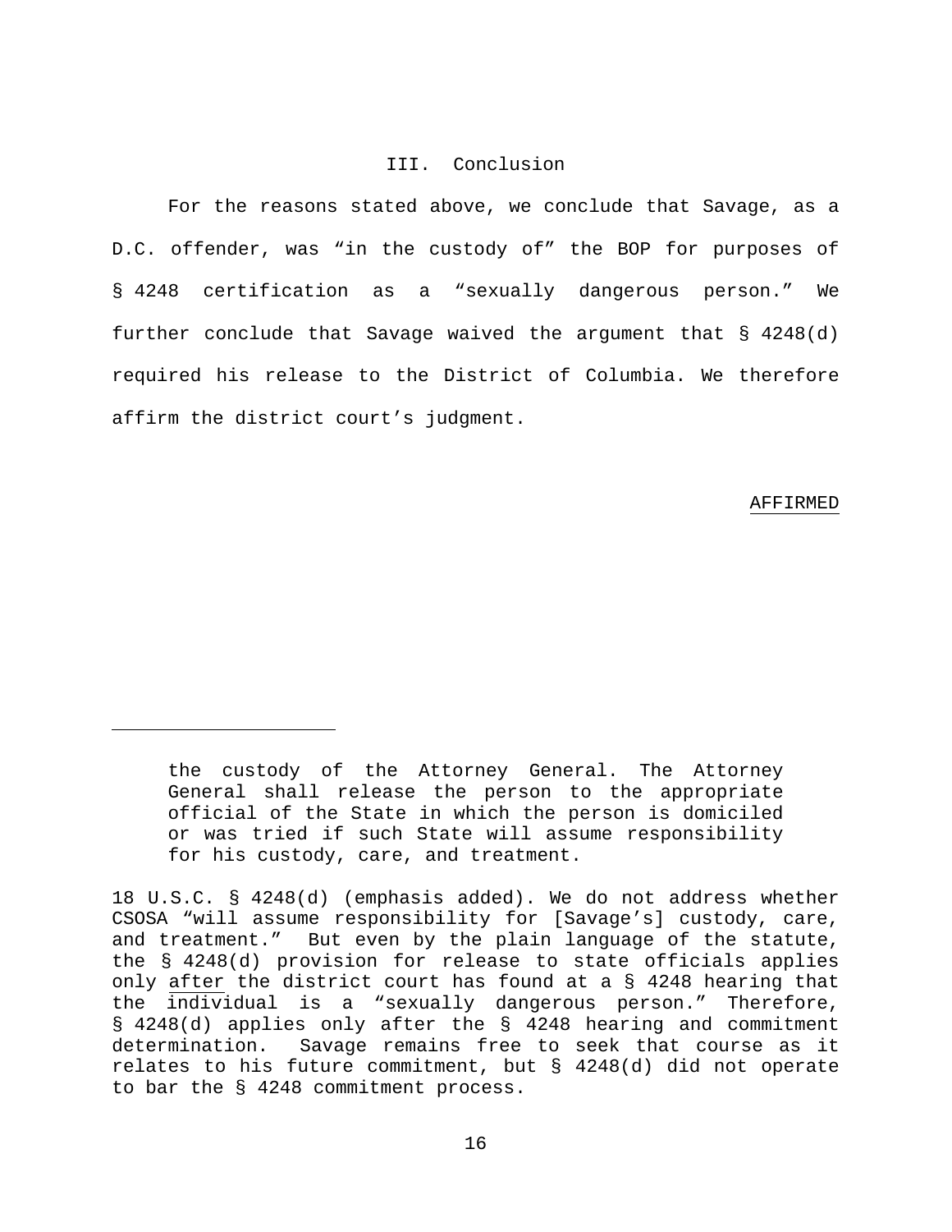## III. Conclusion

For the reasons stated above, we conclude that Savage, as a D.C. offender, was “in the custody of” the BOP for purposes of § 4248 certification as a “sexually dangerous person.” We further conclude that Savage waived the argument that § 4248(d) required his release to the District of Columbia. We therefore affirm the district court’s judgment.

AFFIRMED

---

> the custody of the Attorney General. The Attorney General shall release the person to the appropriate official of the State in which the person is domiciled or was tried if such State will assume responsibility for his custody, care, and treatment.

18 U.S.C. § 4248(d) (emphasis added). We do not address whether CSOSA “will assume responsibility for [Savage’s] custody, care, and treatment.” But even by the plain language of the statute, the § 4248(d) provision for release to state officials applies only after the district court has found at a § 4248 hearing that the individual is a “sexually dangerous person.” Therefore, § 4248(d) applies only after the § 4248 hearing and commitment determination. Savage remains free to seek that course as it relates to his future commitment, but § 4248(d) did not operate to bar the § 4248 commitment process.